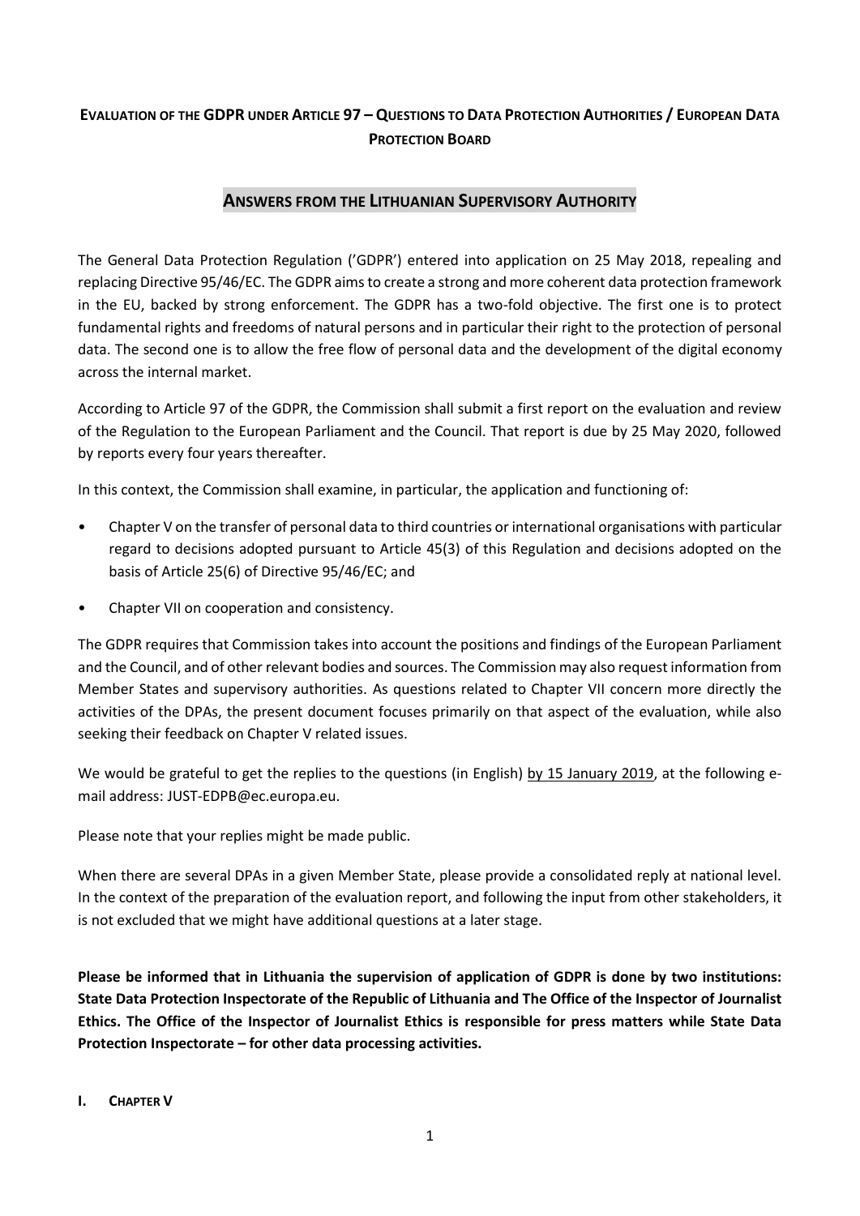# EVALUATION OF THE GDPR UNDER ARTICLE 97 – QUESTIONS TO DATA PROTECTION AUTHORITIES / EUROPEAN DATA PROTECTION BOARD

## ANSWERS FROM THE LITHUANIAN SUPERVISORY AUTHORITY

The General Data Protection Regulation ('GDPR') entered into application on 25 May 2018, repealing and replacing Directive 95/46/EC. The GDPR aims to create a strong and more coherent data protection framework in the EU, backed by strong enforcement. The GDPR has a two-fold objective. The first one is to protect fundamental rights and freedoms of natural persons and in particular their right to the protection of personal data. The second one is to allow the free flow of personal data and the development of the digital economy across the internal market.

According to Article 97 of the GDPR, the Commission shall submit a first report on the evaluation and review of the Regulation to the European Parliament and the Council. That report is due by 25 May 2020, followed by reports every four years thereafter.

In this context, the Commission shall examine, in particular, the application and functioning of:

- Chapter V on the transfer of personal data to third countries or international organisations with particular regard to decisions adopted pursuant to Article 45(3) of this Regulation and decisions adopted on the basis of Article 25(6) of Directive 95/46/EC; and
- Chapter VII on cooperation and consistency.

The GDPR requires that Commission takes into account the positions and findings of the European Parliament and the Council, and of other relevant bodies and sources. The Commission may also request information from Member States and supervisory authorities. As questions related to Chapter VII concern more directly the activities of the DPAs, the present document focuses primarily on that aspect of the evaluation, while also seeking their feedback on Chapter V related issues.

We would be grateful to get the replies to the questions (in English) by 15 January 2019, at the following e-mail address: JUST-EDPB@ec.europa.eu.

Please note that your replies might be made public.

When there are several DPAs in a given Member State, please provide a consolidated reply at national level. In the context of the preparation of the evaluation report, and following the input from other stakeholders, it is not excluded that we might have additional questions at a later stage.

**Please be informed that in Lithuania the supervision of application of GDPR is done by two institutions: State Data Protection Inspectorate of the Republic of Lithuania and The Office of the Inspector of Journalist Ethics. The Office of the Inspector of Journalist Ethics is responsible for press matters while State Data Protection Inspectorate – for other data processing activities.**

## I. CHAPTER V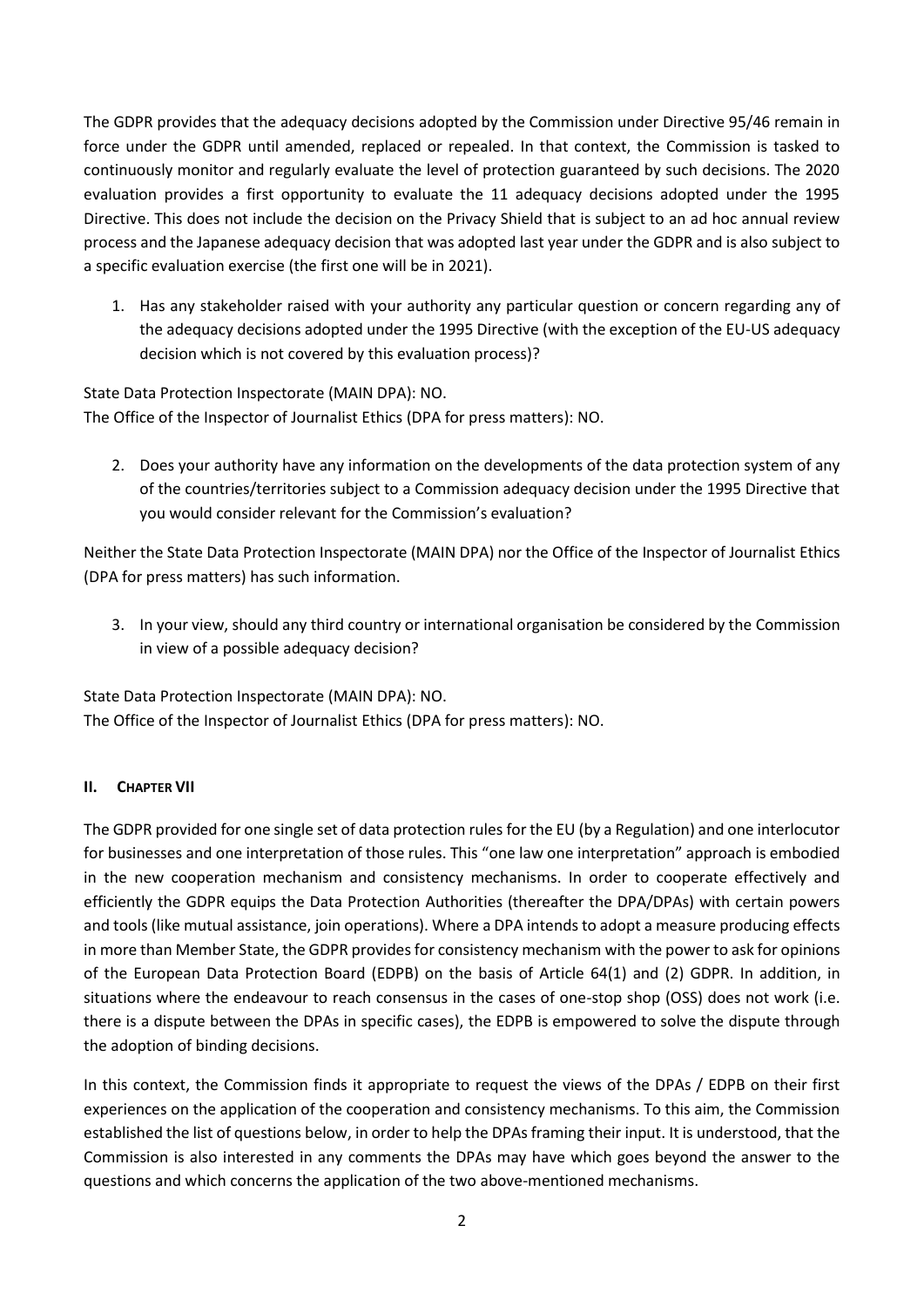The GDPR provides that the adequacy decisions adopted by the Commission under Directive 95/46 remain in force under the GDPR until amended, replaced or repealed. In that context, the Commission is tasked to continuously monitor and regularly evaluate the level of protection guaranteed by such decisions. The 2020 evaluation provides a first opportunity to evaluate the 11 adequacy decisions adopted under the 1995 Directive. This does not include the decision on the Privacy Shield that is subject to an ad hoc annual review process and the Japanese adequacy decision that was adopted last year under the GDPR and is also subject to a specific evaluation exercise (the first one will be in 2021).

1. Has any stakeholder raised with your authority any particular question or concern regarding any of the adequacy decisions adopted under the 1995 Directive (with the exception of the EU-US adequacy decision which is not covered by this evaluation process)?

State Data Protection Inspectorate (MAIN DPA): NO.
The Office of the Inspector of Journalist Ethics (DPA for press matters): NO.

2. Does your authority have any information on the developments of the data protection system of any of the countries/territories subject to a Commission adequacy decision under the 1995 Directive that you would consider relevant for the Commission's evaluation?

Neither the State Data Protection Inspectorate (MAIN DPA) nor the Office of the Inspector of Journalist Ethics (DPA for press matters) has such information.

3. In your view, should any third country or international organisation be considered by the Commission in view of a possible adequacy decision?

State Data Protection Inspectorate (MAIN DPA): NO.
The Office of the Inspector of Journalist Ethics (DPA for press matters): NO.

## II. CHAPTER VII

The GDPR provided for one single set of data protection rules for the EU (by a Regulation) and one interlocutor for businesses and one interpretation of those rules. This "one law one interpretation" approach is embodied in the new cooperation mechanism and consistency mechanisms. In order to cooperate effectively and efficiently the GDPR equips the Data Protection Authorities (thereafter the DPA/DPAs) with certain powers and tools (like mutual assistance, join operations). Where a DPA intends to adopt a measure producing effects in more than Member State, the GDPR provides for consistency mechanism with the power to ask for opinions of the European Data Protection Board (EDPB) on the basis of Article 64(1) and (2) GDPR. In addition, in situations where the endeavour to reach consensus in the cases of one-stop shop (OSS) does not work (i.e. there is a dispute between the DPAs in specific cases), the EDPB is empowered to solve the dispute through the adoption of binding decisions.

In this context, the Commission finds it appropriate to request the views of the DPAs / EDPB on their first experiences on the application of the cooperation and consistency mechanisms. To this aim, the Commission established the list of questions below, in order to help the DPAs framing their input. It is understood, that the Commission is also interested in any comments the DPAs may have which goes beyond the answer to the questions and which concerns the application of the two above-mentioned mechanisms.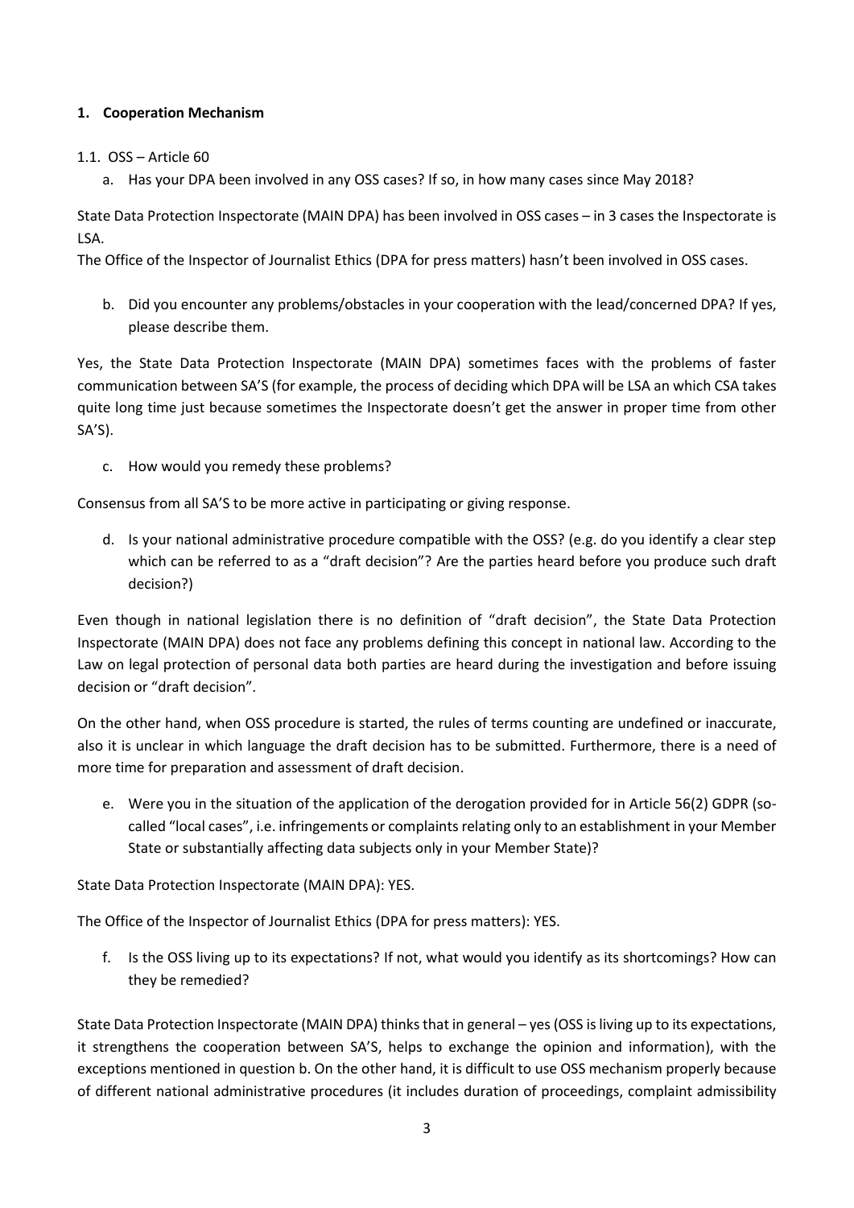## 1. Cooperation Mechanism

### 1.1. OSS – Article 60

a. Has your DPA been involved in any OSS cases? If so, in how many cases since May 2018?

State Data Protection Inspectorate (MAIN DPA) has been involved in OSS cases – in 3 cases the Inspectorate is LSA.

The Office of the Inspector of Journalist Ethics (DPA for press matters) hasn't been involved in OSS cases.

b. Did you encounter any problems/obstacles in your cooperation with the lead/concerned DPA? If yes, please describe them.

Yes, the State Data Protection Inspectorate (MAIN DPA) sometimes faces with the problems of faster communication between SA'S (for example, the process of deciding which DPA will be LSA an which CSA takes quite long time just because sometimes the Inspectorate doesn't get the answer in proper time from other SA'S).

c. How would you remedy these problems?

Consensus from all SA'S to be more active in participating or giving response.

d. Is your national administrative procedure compatible with the OSS? (e.g. do you identify a clear step which can be referred to as a "draft decision"? Are the parties heard before you produce such draft decision?)

Even though in national legislation there is no definition of "draft decision", the State Data Protection Inspectorate (MAIN DPA) does not face any problems defining this concept in national law. According to the Law on legal protection of personal data both parties are heard during the investigation and before issuing decision or "draft decision".

On the other hand, when OSS procedure is started, the rules of terms counting are undefined or inaccurate, also it is unclear in which language the draft decision has to be submitted. Furthermore, there is a need of more time for preparation and assessment of draft decision.

e. Were you in the situation of the application of the derogation provided for in Article 56(2) GDPR (so-called "local cases", i.e. infringements or complaints relating only to an establishment in your Member State or substantially affecting data subjects only in your Member State)?

State Data Protection Inspectorate (MAIN DPA): YES.

The Office of the Inspector of Journalist Ethics (DPA for press matters): YES.

f. Is the OSS living up to its expectations? If not, what would you identify as its shortcomings? How can they be remedied?

State Data Protection Inspectorate (MAIN DPA) thinks that in general – yes (OSS is living up to its expectations, it strengthens the cooperation between SA'S, helps to exchange the opinion and information), with the exceptions mentioned in question b. On the other hand, it is difficult to use OSS mechanism properly because of different national administrative procedures (it includes duration of proceedings, complaint admissibility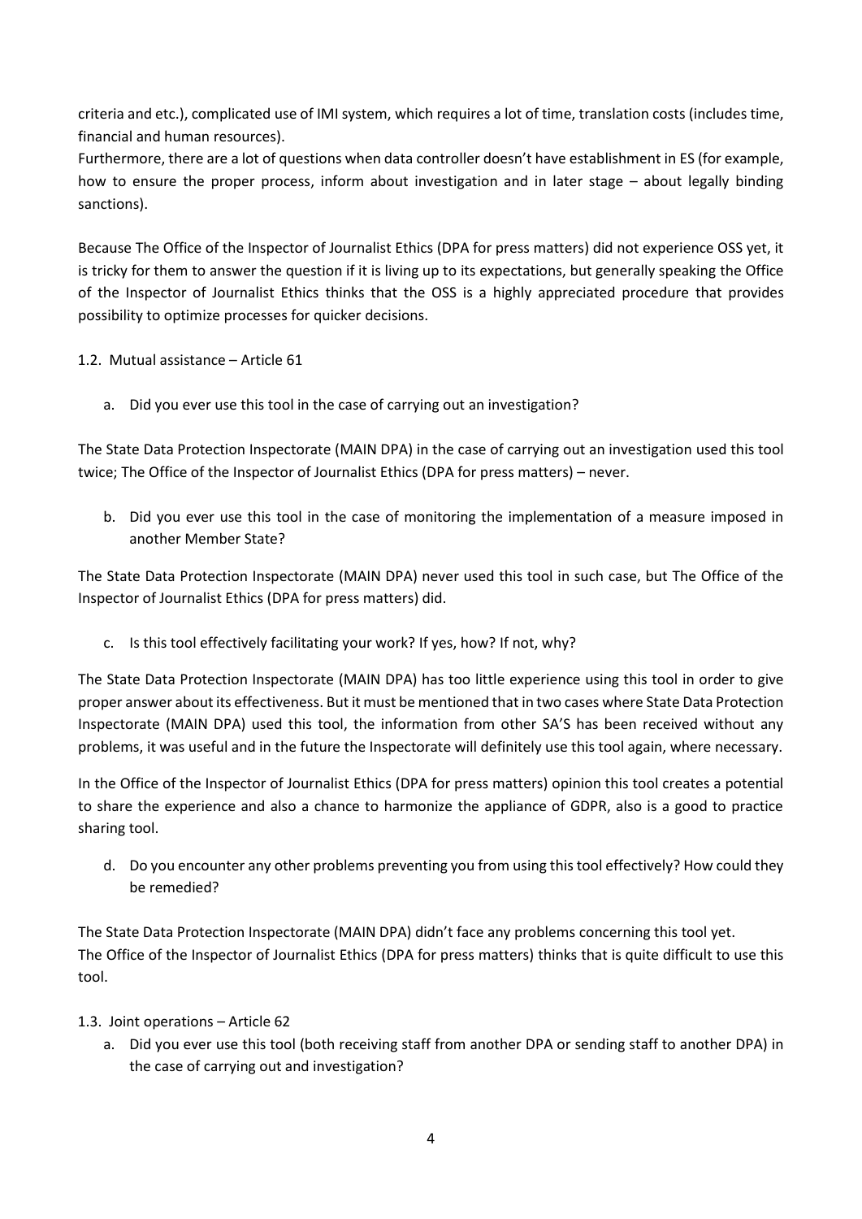criteria and etc.), complicated use of IMI system, which requires a lot of time, translation costs (includes time, financial and human resources).

Furthermore, there are a lot of questions when data controller doesn't have establishment in ES (for example, how to ensure the proper process, inform about investigation and in later stage – about legally binding sanctions).

Because The Office of the Inspector of Journalist Ethics (DPA for press matters) did not experience OSS yet, it is tricky for them to answer the question if it is living up to its expectations, but generally speaking the Office of the Inspector of Journalist Ethics thinks that the OSS is a highly appreciated procedure that provides possibility to optimize processes for quicker decisions.

1.2. Mutual assistance – Article 61

a. Did you ever use this tool in the case of carrying out an investigation?

The State Data Protection Inspectorate (MAIN DPA) in the case of carrying out an investigation used this tool twice; The Office of the Inspector of Journalist Ethics (DPA for press matters) – never.

b. Did you ever use this tool in the case of monitoring the implementation of a measure imposed in another Member State?

The State Data Protection Inspectorate (MAIN DPA) never used this tool in such case, but The Office of the Inspector of Journalist Ethics (DPA for press matters) did.

c. Is this tool effectively facilitating your work? If yes, how? If not, why?

The State Data Protection Inspectorate (MAIN DPA) has too little experience using this tool in order to give proper answer about its effectiveness. But it must be mentioned that in two cases where State Data Protection Inspectorate (MAIN DPA) used this tool, the information from other SA'S has been received without any problems, it was useful and in the future the Inspectorate will definitely use this tool again, where necessary.

In the Office of the Inspector of Journalist Ethics (DPA for press matters) opinion this tool creates a potential to share the experience and also a chance to harmonize the appliance of GDPR, also is a good to practice sharing tool.

d. Do you encounter any other problems preventing you from using this tool effectively? How could they be remedied?

The State Data Protection Inspectorate (MAIN DPA) didn't face any problems concerning this tool yet.
The Office of the Inspector of Journalist Ethics (DPA for press matters) thinks that is quite difficult to use this tool.

1.3. Joint operations – Article 62

a. Did you ever use this tool (both receiving staff from another DPA or sending staff to another DPA) in the case of carrying out and investigation?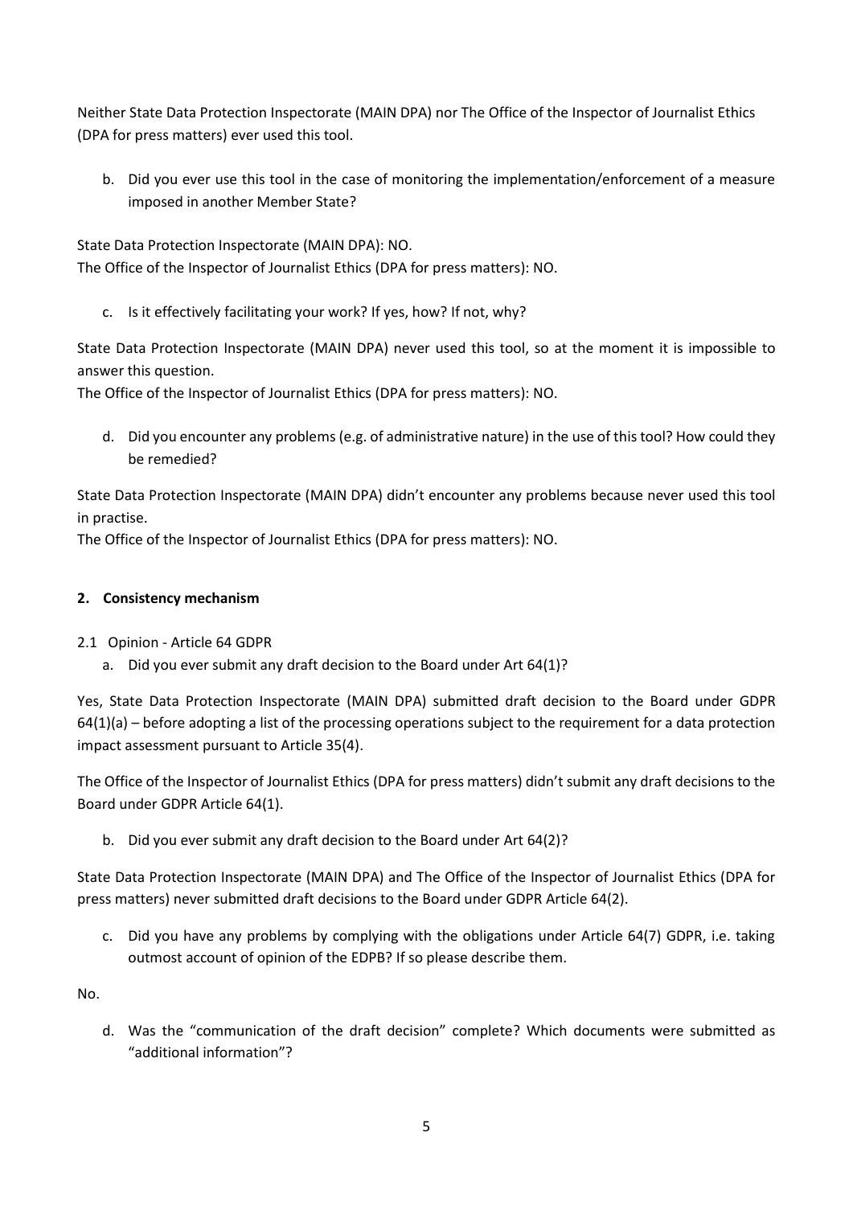Neither State Data Protection Inspectorate (MAIN DPA) nor The Office of the Inspector of Journalist Ethics (DPA for press matters) ever used this tool.

b. Did you ever use this tool in the case of monitoring the implementation/enforcement of a measure imposed in another Member State?

State Data Protection Inspectorate (MAIN DPA): NO.
The Office of the Inspector of Journalist Ethics (DPA for press matters): NO.

c. Is it effectively facilitating your work? If yes, how? If not, why?

State Data Protection Inspectorate (MAIN DPA) never used this tool, so at the moment it is impossible to answer this question.
The Office of the Inspector of Journalist Ethics (DPA for press matters): NO.

d. Did you encounter any problems (e.g. of administrative nature) in the use of this tool? How could they be remedied?

State Data Protection Inspectorate (MAIN DPA) didn't encounter any problems because never used this tool in practise.
The Office of the Inspector of Journalist Ethics (DPA for press matters): NO.

## 2. Consistency mechanism

### 2.1 Opinion - Article 64 GDPR

a. Did you ever submit any draft decision to the Board under Art 64(1)?

Yes, State Data Protection Inspectorate (MAIN DPA) submitted draft decision to the Board under GDPR 64(1)(a) – before adopting a list of the processing operations subject to the requirement for a data protection impact assessment pursuant to Article 35(4).

The Office of the Inspector of Journalist Ethics (DPA for press matters) didn't submit any draft decisions to the Board under GDPR Article 64(1).

b. Did you ever submit any draft decision to the Board under Art 64(2)?

State Data Protection Inspectorate (MAIN DPA) and The Office of the Inspector of Journalist Ethics (DPA for press matters) never submitted draft decisions to the Board under GDPR Article 64(2).

c. Did you have any problems by complying with the obligations under Article 64(7) GDPR, i.e. taking outmost account of opinion of the EDPB? If so please describe them.

No.

d. Was the "communication of the draft decision" complete? Which documents were submitted as "additional information"?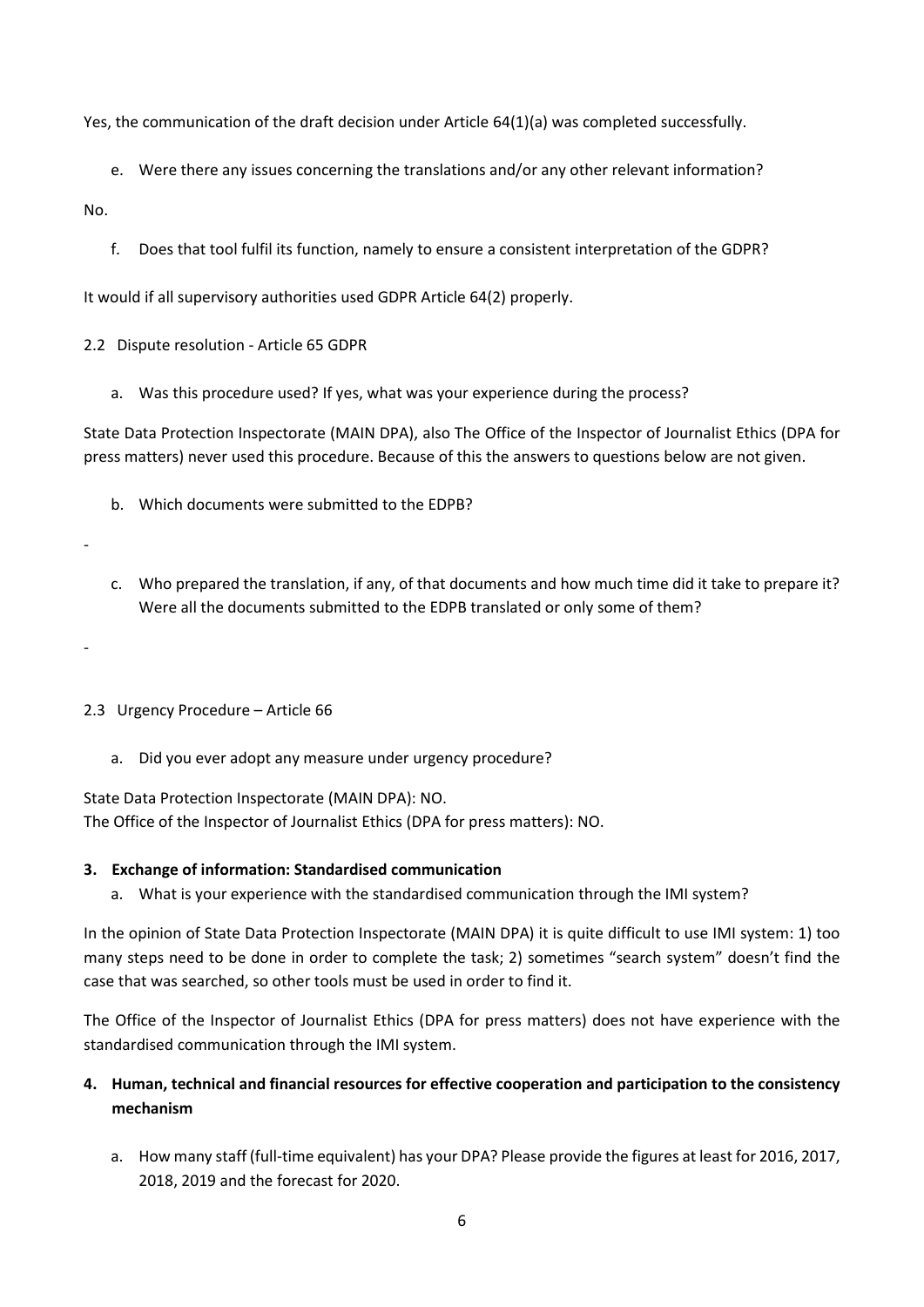Yes, the communication of the draft decision under Article 64(1)(a) was completed successfully.

e. Were there any issues concerning the translations and/or any other relevant information?

No.

f. Does that tool fulfil its function, namely to ensure a consistent interpretation of the GDPR?

It would if all supervisory authorities used GDPR Article 64(2) properly.

### 2.2 Dispute resolution - Article 65 GDPR

a. Was this procedure used? If yes, what was your experience during the process?

State Data Protection Inspectorate (MAIN DPA), also The Office of the Inspector of Journalist Ethics (DPA for press matters) never used this procedure. Because of this the answers to questions below are not given.

b. Which documents were submitted to the EDPB?

-

c. Who prepared the translation, if any, of that documents and how much time did it take to prepare it? Were all the documents submitted to the EDPB translated or only some of them?

-

### 2.3 Urgency Procedure – Article 66

a. Did you ever adopt any measure under urgency procedure?

State Data Protection Inspectorate (MAIN DPA): NO.
The Office of the Inspector of Journalist Ethics (DPA for press matters): NO.

## 3. Exchange of information: Standardised communication

a. What is your experience with the standardised communication through the IMI system?

In the opinion of State Data Protection Inspectorate (MAIN DPA) it is quite difficult to use IMI system: 1) too many steps need to be done in order to complete the task; 2) sometimes "search system" doesn't find the case that was searched, so other tools must be used in order to find it.

The Office of the Inspector of Journalist Ethics (DPA for press matters) does not have experience with the standardised communication through the IMI system.

## 4. Human, technical and financial resources for effective cooperation and participation to the consistency mechanism

a. How many staff (full-time equivalent) has your DPA? Please provide the figures at least for 2016, 2017, 2018, 2019 and the forecast for 2020.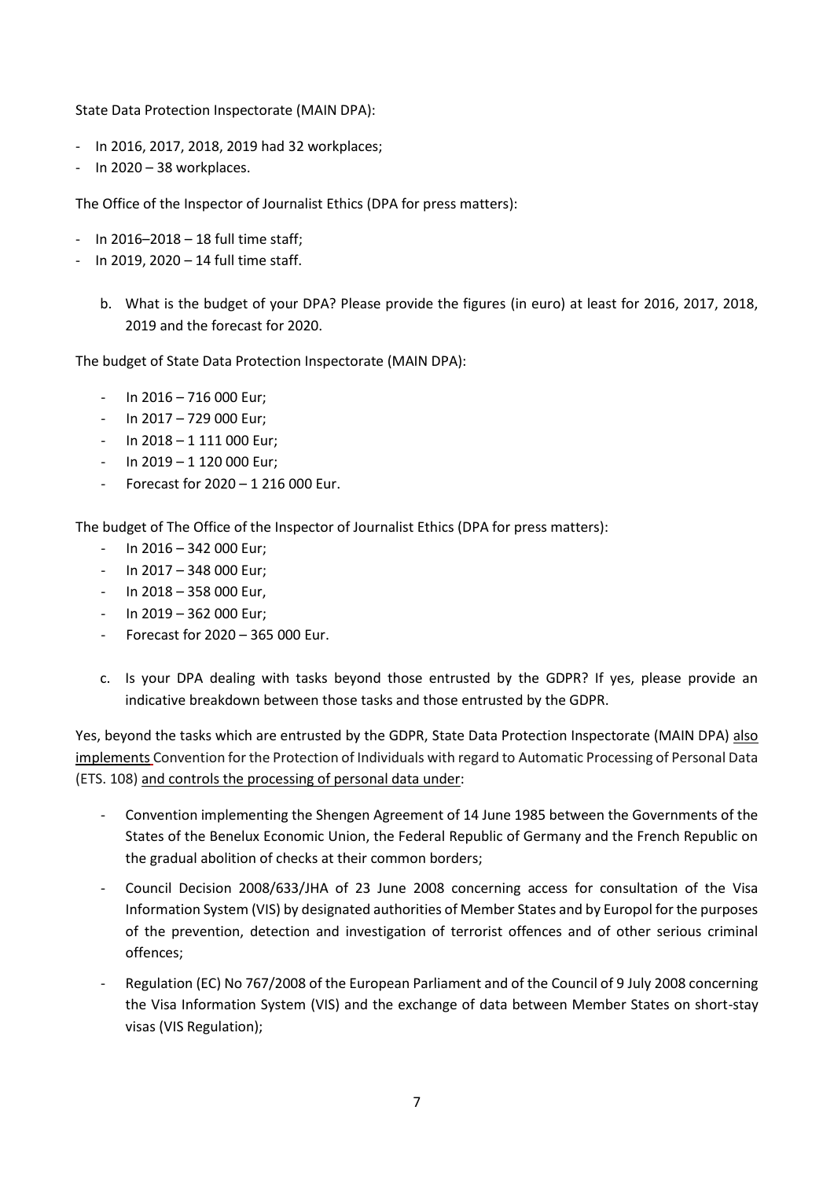State Data Protection Inspectorate (MAIN DPA):

- In 2016, 2017, 2018, 2019 had 32 workplaces;
- In 2020 – 38 workplaces.

The Office of the Inspector of Journalist Ethics (DPA for press matters):

- In 2016–2018 – 18 full time staff;
- In 2019, 2020 – 14 full time staff.

b. What is the budget of your DPA? Please provide the figures (in euro) at least for 2016, 2017, 2018, 2019 and the forecast for 2020.

The budget of State Data Protection Inspectorate (MAIN DPA):

- In 2016 – 716 000 Eur;
- In 2017 – 729 000 Eur;
- In 2018 – 1 111 000 Eur;
- In 2019 – 1 120 000 Eur;
- Forecast for 2020 – 1 216 000 Eur.

The budget of The Office of the Inspector of Journalist Ethics (DPA for press matters):

- In 2016 – 342 000 Eur;
- In 2017 – 348 000 Eur;
- In 2018 – 358 000 Eur,
- In 2019 – 362 000 Eur;
- Forecast for 2020 – 365 000 Eur.

c. Is your DPA dealing with tasks beyond those entrusted by the GDPR? If yes, please provide an indicative breakdown between those tasks and those entrusted by the GDPR.

Yes, beyond the tasks which are entrusted by the GDPR, State Data Protection Inspectorate (MAIN DPA) also implements Convention for the Protection of Individuals with regard to Automatic Processing of Personal Data (ETS. 108) and controls the processing of personal data under:

- Convention implementing the Shengen Agreement of 14 June 1985 between the Governments of the States of the Benelux Economic Union, the Federal Republic of Germany and the French Republic on the gradual abolition of checks at their common borders;
- Council Decision 2008/633/JHA of 23 June 2008 concerning access for consultation of the Visa Information System (VIS) by designated authorities of Member States and by Europol for the purposes of the prevention, detection and investigation of terrorist offences and of other serious criminal offences;
- Regulation (EC) No 767/2008 of the European Parliament and of the Council of 9 July 2008 concerning the Visa Information System (VIS) and the exchange of data between Member States on short-stay visas (VIS Regulation);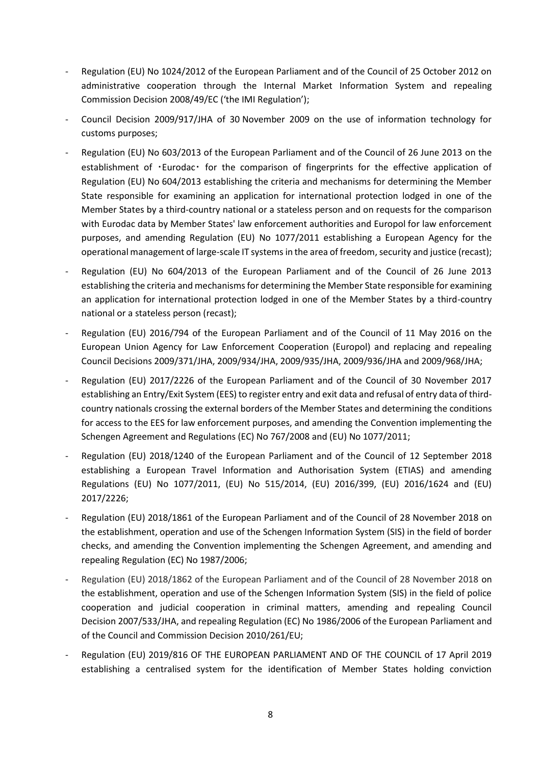- Regulation (EU) No 1024/2012 of the European Parliament and of the Council of 25 October 2012 on administrative cooperation through the Internal Market Information System and repealing Commission Decision 2008/49/EC ('the IMI Regulation');
- Council Decision 2009/917/JHA of 30 November 2009 on the use of information technology for customs purposes;
- Regulation (EU) No 603/2013 of the European Parliament and of the Council of 26 June 2013 on the establishment of 'Eurodac' for the comparison of fingerprints for the effective application of Regulation (EU) No 604/2013 establishing the criteria and mechanisms for determining the Member State responsible for examining an application for international protection lodged in one of the Member States by a third-country national or a stateless person and on requests for the comparison with Eurodac data by Member States' law enforcement authorities and Europol for law enforcement purposes, and amending Regulation (EU) No 1077/2011 establishing a European Agency for the operational management of large-scale IT systems in the area of freedom, security and justice (recast);
- Regulation (EU) No 604/2013 of the European Parliament and of the Council of 26 June 2013 establishing the criteria and mechanisms for determining the Member State responsible for examining an application for international protection lodged in one of the Member States by a third-country national or a stateless person (recast);
- Regulation (EU) 2016/794 of the European Parliament and of the Council of 11 May 2016 on the European Union Agency for Law Enforcement Cooperation (Europol) and replacing and repealing Council Decisions 2009/371/JHA, 2009/934/JHA, 2009/935/JHA, 2009/936/JHA and 2009/968/JHA;
- Regulation (EU) 2017/2226 of the European Parliament and of the Council of 30 November 2017 establishing an Entry/Exit System (EES) to register entry and exit data and refusal of entry data of third-country nationals crossing the external borders of the Member States and determining the conditions for access to the EES for law enforcement purposes, and amending the Convention implementing the Schengen Agreement and Regulations (EC) No 767/2008 and (EU) No 1077/2011;
- Regulation (EU) 2018/1240 of the European Parliament and of the Council of 12 September 2018 establishing a European Travel Information and Authorisation System (ETIAS) and amending Regulations (EU) No 1077/2011, (EU) No 515/2014, (EU) 2016/399, (EU) 2016/1624 and (EU) 2017/2226;
- Regulation (EU) 2018/1861 of the European Parliament and of the Council of 28 November 2018 on the establishment, operation and use of the Schengen Information System (SIS) in the field of border checks, and amending the Convention implementing the Schengen Agreement, and amending and repealing Regulation (EC) No 1987/2006;
- Regulation (EU) 2018/1862 of the European Parliament and of the Council of 28 November 2018 on the establishment, operation and use of the Schengen Information System (SIS) in the field of police cooperation and judicial cooperation in criminal matters, amending and repealing Council Decision 2007/533/JHA, and repealing Regulation (EC) No 1986/2006 of the European Parliament and of the Council and Commission Decision 2010/261/EU;
- Regulation (EU) 2019/816 OF THE EUROPEAN PARLIAMENT AND OF THE COUNCIL of 17 April 2019 establishing a centralised system for the identification of Member States holding conviction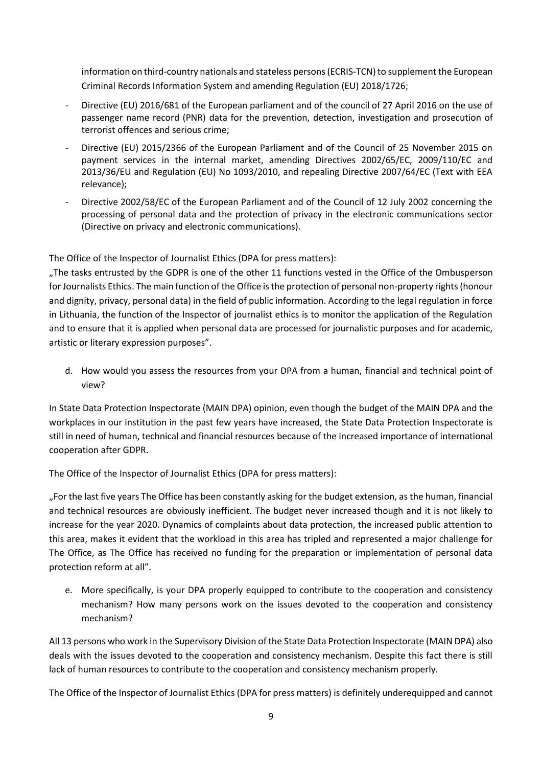information on third-country nationals and stateless persons (ECRIS-TCN) to supplement the European Criminal Records Information System and amending Regulation (EU) 2018/1726;

- Directive (EU) 2016/681 of the European parliament and of the council of 27 April 2016 on the use of passenger name record (PNR) data for the prevention, detection, investigation and prosecution of terrorist offences and serious crime;
- Directive (EU) 2015/2366 of the European Parliament and of the Council of 25 November 2015 on payment services in the internal market, amending Directives 2002/65/EC, 2009/110/EC and 2013/36/EU and Regulation (EU) No 1093/2010, and repealing Directive 2007/64/EC (Text with EEA relevance);
- Directive 2002/58/EC of the European Parliament and of the Council of 12 July 2002 concerning the processing of personal data and the protection of privacy in the electronic communications sector (Directive on privacy and electronic communications).

The Office of the Inspector of Journalist Ethics (DPA for press matters):
„The tasks entrusted by the GDPR is one of the other 11 functions vested in the Office of the Ombusperson for Journalists Ethics. The main function of the Office is the protection of personal non-property rights (honour and dignity, privacy, personal data) in the field of public information. According to the legal regulation in force in Lithuania, the function of the Inspector of journalist ethics is to monitor the application of the Regulation and to ensure that it is applied when personal data are processed for journalistic purposes and for academic, artistic or literary expression purposes".

d. How would you assess the resources from your DPA from a human, financial and technical point of view?

In State Data Protection Inspectorate (MAIN DPA) opinion, even though the budget of the MAIN DPA and the workplaces in our institution in the past few years have increased, the State Data Protection Inspectorate is still in need of human, technical and financial resources because of the increased importance of international cooperation after GDPR.

The Office of the Inspector of Journalist Ethics (DPA for press matters):

„For the last five years The Office has been constantly asking for the budget extension, as the human, financial and technical resources are obviously inefficient. The budget never increased though and it is not likely to increase for the year 2020. Dynamics of complaints about data protection, the increased public attention to this area, makes it evident that the workload in this area has tripled and represented a major challenge for The Office, as The Office has received no funding for the preparation or implementation of personal data protection reform at all".

e. More specifically, is your DPA properly equipped to contribute to the cooperation and consistency mechanism? How many persons work on the issues devoted to the cooperation and consistency mechanism?

All 13 persons who work in the Supervisory Division of the State Data Protection Inspectorate (MAIN DPA) also deals with the issues devoted to the cooperation and consistency mechanism. Despite this fact there is still lack of human resources to contribute to the cooperation and consistency mechanism properly.

The Office of the Inspector of Journalist Ethics (DPA for press matters) is definitely underequipped and cannot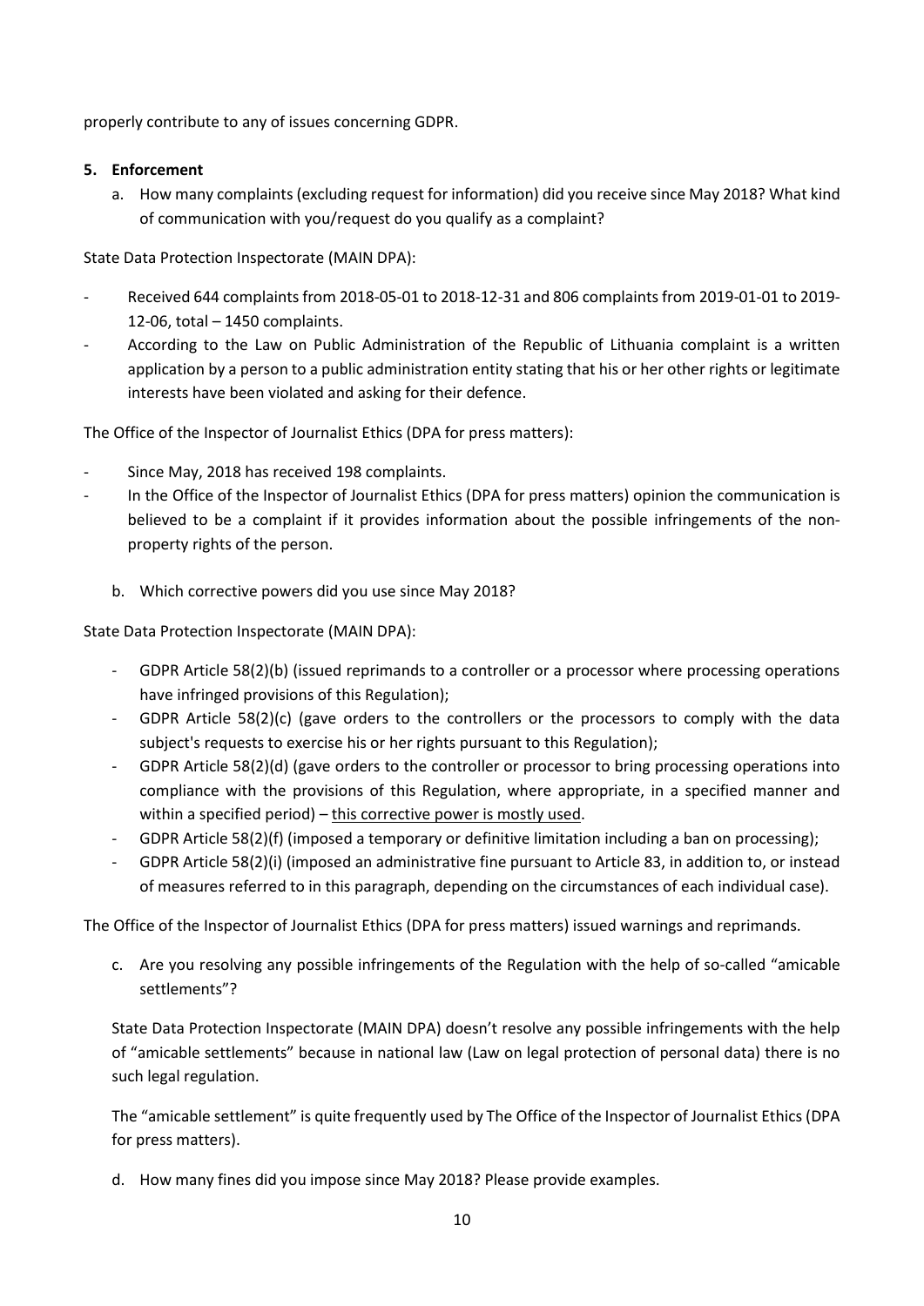properly contribute to any of issues concerning GDPR.

**5. Enforcement**

a. How many complaints (excluding request for information) did you receive since May 2018? What kind of communication with you/request do you qualify as a complaint?

State Data Protection Inspectorate (MAIN DPA):

- Received 644 complaints from 2018-05-01 to 2018-12-31 and 806 complaints from 2019-01-01 to 2019-12-06, total – 1450 complaints.
- According to the Law on Public Administration of the Republic of Lithuania complaint is a written application by a person to a public administration entity stating that his or her other rights or legitimate interests have been violated and asking for their defence.

The Office of the Inspector of Journalist Ethics (DPA for press matters):

- Since May, 2018 has received 198 complaints.
- In the Office of the Inspector of Journalist Ethics (DPA for press matters) opinion the communication is believed to be a complaint if it provides information about the possible infringements of the non-property rights of the person.

b. Which corrective powers did you use since May 2018?

State Data Protection Inspectorate (MAIN DPA):

- GDPR Article 58(2)(b) (issued reprimands to a controller or a processor where processing operations have infringed provisions of this Regulation);
- GDPR Article 58(2)(c) (gave orders to the controllers or the processors to comply with the data subject's requests to exercise his or her rights pursuant to this Regulation);
- GDPR Article 58(2)(d) (gave orders to the controller or processor to bring processing operations into compliance with the provisions of this Regulation, where appropriate, in a specified manner and within a specified period) – <u>this corrective power is mostly used</u>.
- GDPR Article 58(2)(f) (imposed a temporary or definitive limitation including a ban on processing);
- GDPR Article 58(2)(i) (imposed an administrative fine pursuant to Article 83, in addition to, or instead of measures referred to in this paragraph, depending on the circumstances of each individual case).

The Office of the Inspector of Journalist Ethics (DPA for press matters) issued warnings and reprimands.

c. Are you resolving any possible infringements of the Regulation with the help of so-called "amicable settlements"?

State Data Protection Inspectorate (MAIN DPA) doesn't resolve any possible infringements with the help of "amicable settlements" because in national law (Law on legal protection of personal data) there is no such legal regulation.

The "amicable settlement" is quite frequently used by The Office of the Inspector of Journalist Ethics (DPA for press matters).

d. How many fines did you impose since May 2018? Please provide examples.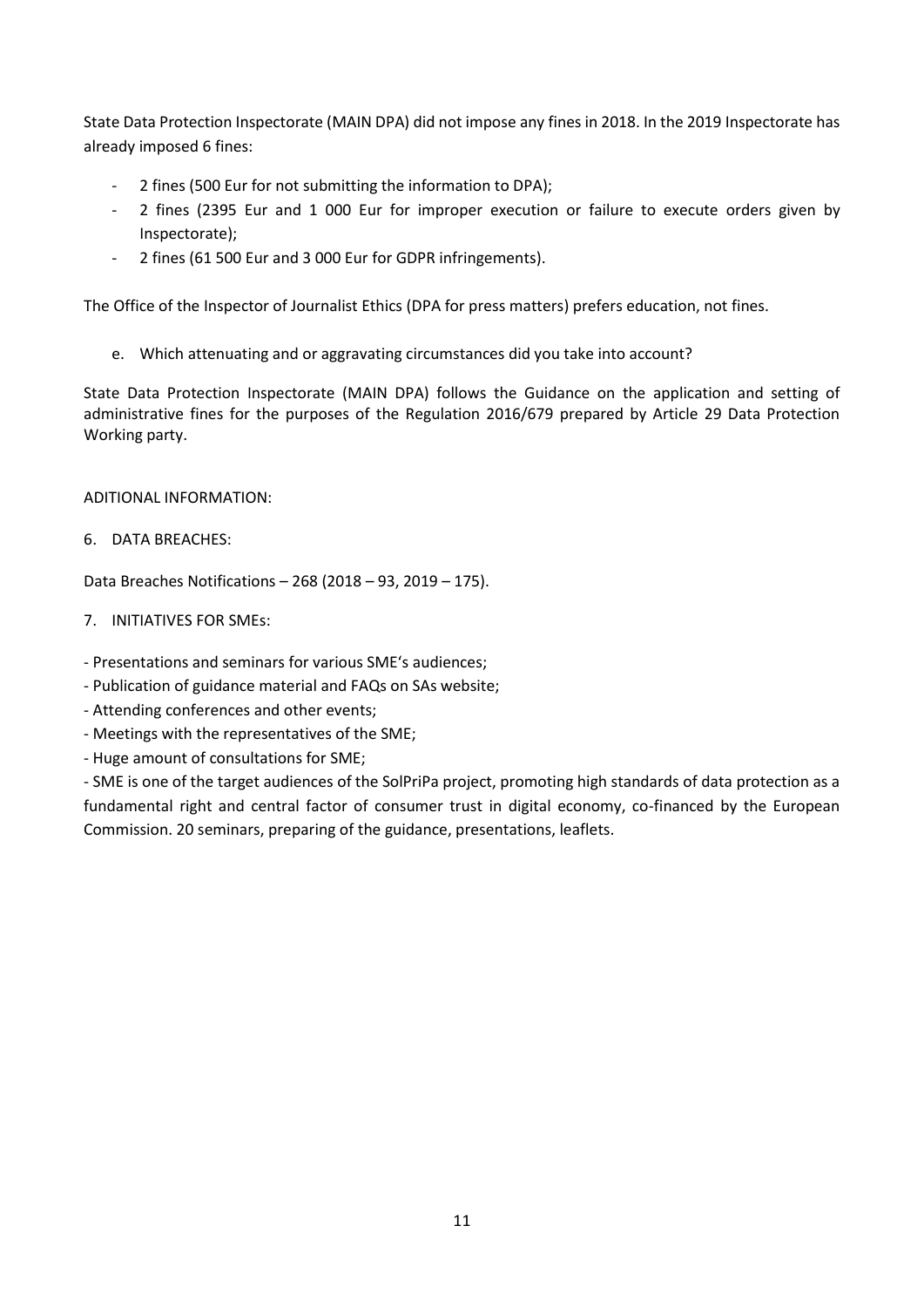State Data Protection Inspectorate (MAIN DPA) did not impose any fines in 2018. In the 2019 Inspectorate has already imposed 6 fines:

- 2 fines (500 Eur for not submitting the information to DPA);
- 2 fines (2395 Eur and 1 000 Eur for improper execution or failure to execute orders given by Inspectorate);
- 2 fines (61 500 Eur and 3 000 Eur for GDPR infringements).

The Office of the Inspector of Journalist Ethics (DPA for press matters) prefers education, not fines.

e. Which attenuating and or aggravating circumstances did you take into account?

State Data Protection Inspectorate (MAIN DPA) follows the Guidance on the application and setting of administrative fines for the purposes of the Regulation 2016/679 prepared by Article 29 Data Protection Working party.

ADITIONAL INFORMATION:

6. DATA BREACHES:

Data Breaches Notifications – 268 (2018 – 93, 2019 – 175).

7. INITIATIVES FOR SMEs:

- Presentations and seminars for various SME's audiences;
- Publication of guidance material and FAQs on SAs website;
- Attending conferences and other events;
- Meetings with the representatives of the SME;
- Huge amount of consultations for SME;
- SME is one of the target audiences of the SolPriPa project, promoting high standards of data protection as a fundamental right and central factor of consumer trust in digital economy, co-financed by the European Commission. 20 seminars, preparing of the guidance, presentations, leaflets.